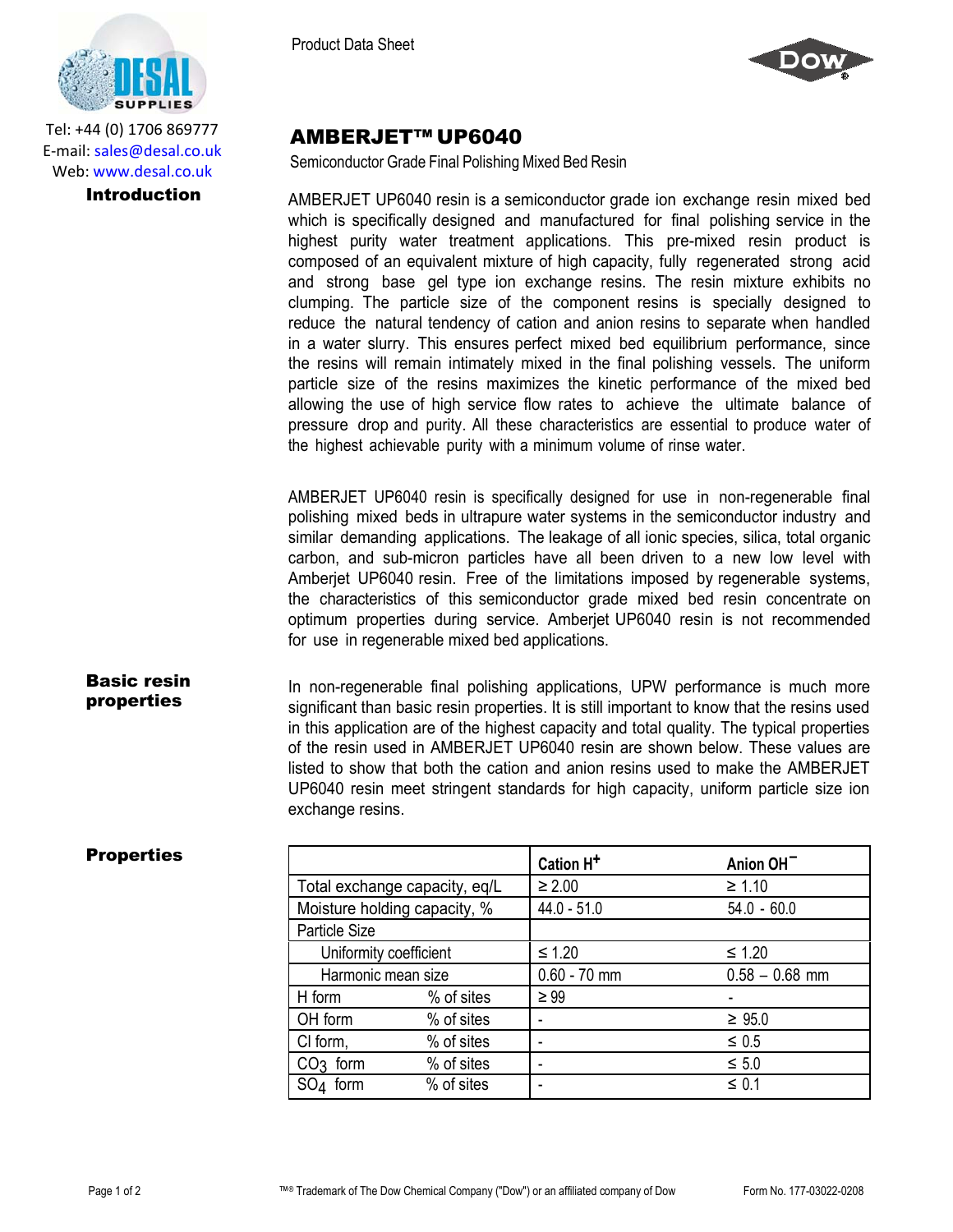Tel: +44 (0) 1706 869777
E-mail: sales@desal.co.uk
Web: www.desal.co.uk

Product Data Sheet

# AMBERJET™ UP6040

Semiconductor Grade Final Polishing Mixed Bed Resin

## Introduction

AMBERJET UP6040 resin is a semiconductor grade ion exchange resin mixed bed which is specifically designed and manufactured for final polishing service in the highest purity water treatment applications. This pre-mixed resin product is composed of an equivalent mixture of high capacity, fully regenerated strong acid and strong base gel type ion exchange resins. The resin mixture exhibits no clumping. The particle size of the component resins is specially designed to reduce the natural tendency of cation and anion resins to separate when handled in a water slurry. This ensures perfect mixed bed equilibrium performance, since the resins will remain intimately mixed in the final polishing vessels. The uniform particle size of the resins maximizes the kinetic performance of the mixed bed allowing the use of high service flow rates to achieve the ultimate balance of pressure drop and purity. All these characteristics are essential to produce water of the highest achievable purity with a minimum volume of rinse water.

AMBERJET UP6040 resin is specifically designed for use in non-regenerable final polishing mixed beds in ultrapure water systems in the semiconductor industry and similar demanding applications. The leakage of all ionic species, silica, total organic carbon, and sub-micron particles have all been driven to a new low level with Amberjet UP6040 resin. Free of the limitations imposed by regenerable systems, the characteristics of this semiconductor grade mixed bed resin concentrate on optimum properties during service. Amberjet UP6040 resin is not recommended for use in regenerable mixed bed applications.

## Basic resin properties

In non-regenerable final polishing applications, UPW performance is much more significant than basic resin properties. It is still important to know that the resins used in this application are of the highest capacity and total quality. The typical properties of the resin used in AMBERJET UP6040 resin are shown below. These values are listed to show that both the cation and anion resins used to make the AMBERJET UP6040 resin meet stringent standards for high capacity, uniform particle size ion exchange resins.

## Properties

| | Cation $H^+$ | Anion $OH^-$ |
|---|---|---|
| Total exchange capacity, eq/L | ≥ 2.00 | ≥ 1.10 |
| Moisture holding capacity, % | 44.0 - 51.0 | 54.0 - 60.0 |
| Particle Size | | |
| Uniformity coefficient | ≤ 1.20 | ≤ 1.20 |
| Harmonic mean size | 0.60 - 70 mm | 0.58 – 0.68 mm |
| H form % of sites | ≥ 99 | - |
| OH form % of sites | - | ≥ 95.0 |
| Cl form, % of sites | - | ≤ 0.5 |
| $CO_3$ form % of sites | - | ≤ 5.0 |
| $SO_4$ form % of sites | - | ≤ 0.1 |

™® Trademark of The Dow Chemical Company ("Dow") or an affiliated company of Dow

Form No. 177-03022-0208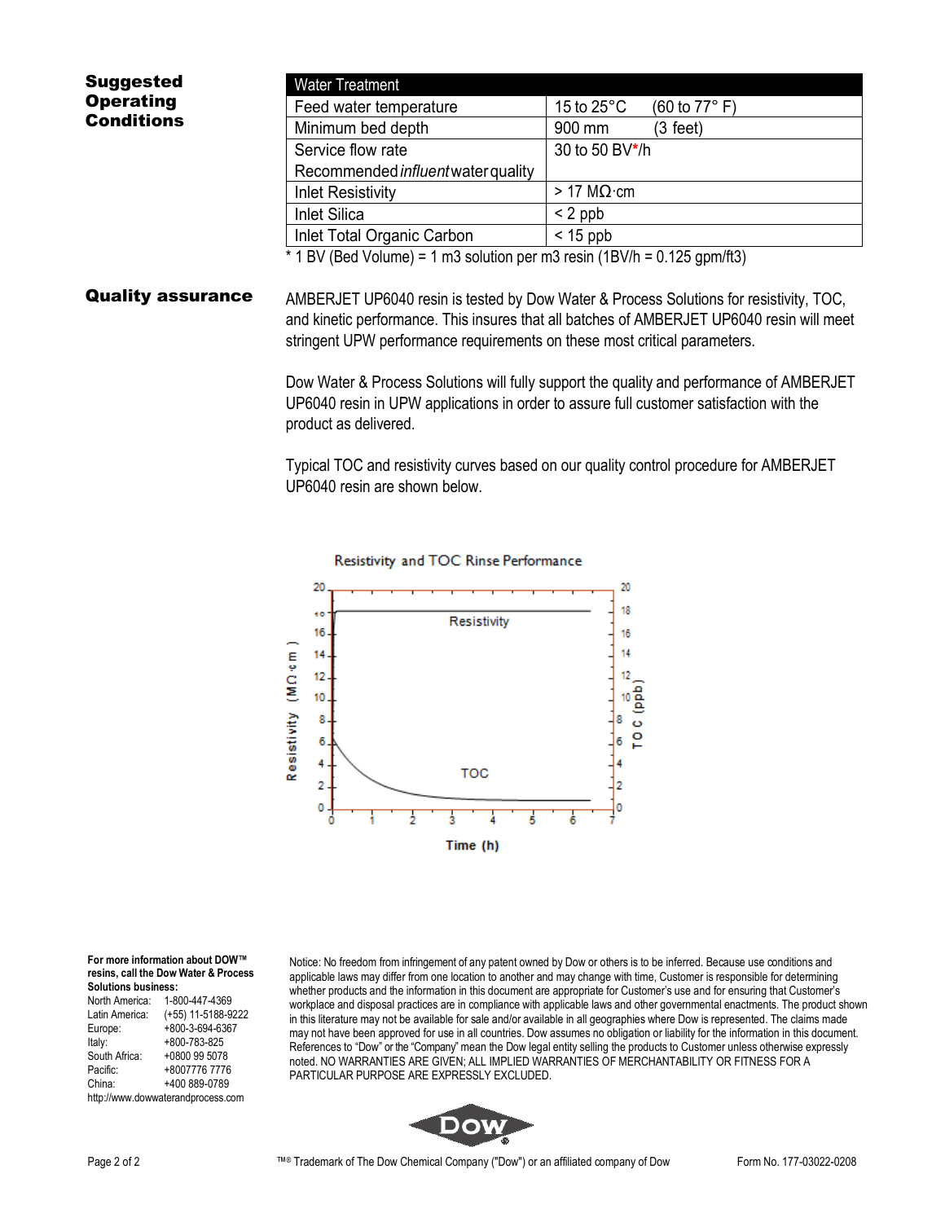## Suggested Operating Conditions

| Water Treatment | |
|---|---|
| Feed water temperature | 15 to 25°C (60 to 77° F) |
| Minimum bed depth | 900 mm (3 feet) |
| Service flow rate | 30 to 50 BV*/h |
| Recommended *influent* water quality | |
| Inlet Resistivity | > 17 MΩ·cm |
| Inlet Silica | < 2 ppb |
| Inlet Total Organic Carbon | < 15 ppb |

* 1 BV (Bed Volume) = 1 m3 solution per m3 resin (1BV/h = 0.125 gpm/ft3)

## Quality assurance

AMBERJET UP6040 resin is tested by Dow Water & Process Solutions for resistivity, TOC, and kinetic performance. This insures that all batches of AMBERJET UP6040 resin will meet stringent UPW performance requirements on these most critical parameters.

Dow Water & Process Solutions will fully support the quality and performance of AMBERJET UP6040 resin in UPW applications in order to assure full customer satisfaction with the product as delivered.

Typical TOC and resistivity curves based on our quality control procedure for AMBERJET UP6040 resin are shown below.

Resistivity and TOC Rinse Performance

Resistivity (MΩ·cm)

TOC (ppb)

Resistivity

TOC

Time (h)

0 1 2 3 4 5 6 7

0 2 4 6 8 10 12 14 16 18 20

**For more information about DOW™ resins, call the Dow Water & Process Solutions business:**

North America: 1-800-447-4369
Latin America: (+55) 11-5188-9222
Europe: +800-3-694-6367
Italy: +800-783-825
South Africa: +0800 99 5078
Pacific: +8007776 7776
China: +400 889-0789
http://www.dowwaterandprocess.com

Notice: No freedom from infringement of any patent owned by Dow or others is to be inferred. Because use conditions and applicable laws may differ from one location to another and may change with time, Customer is responsible for determining whether products and the information in this document are appropriate for Customer's use and for ensuring that Customer's workplace and disposal practices are in compliance with applicable laws and other governmental enactments. The product shown in this literature may not be available for sale and/or available in all geographies where Dow is represented. The claims made may not have been approved for use in all countries. Dow assumes no obligation or liability for the information in this document. References to "Dow" or the "Company" mean the Dow legal entity selling the products to Customer unless otherwise expressly noted. NO WARRANTIES ARE GIVEN; ALL IMPLIED WARRANTIES OF MERCHANTABILITY OR FITNESS FOR A PARTICULAR PURPOSE ARE EXPRESSLY EXCLUDED.

™® Trademark of The Dow Chemical Company ("Dow") or an affiliated company of Dow

Form No. 177-03022-0208